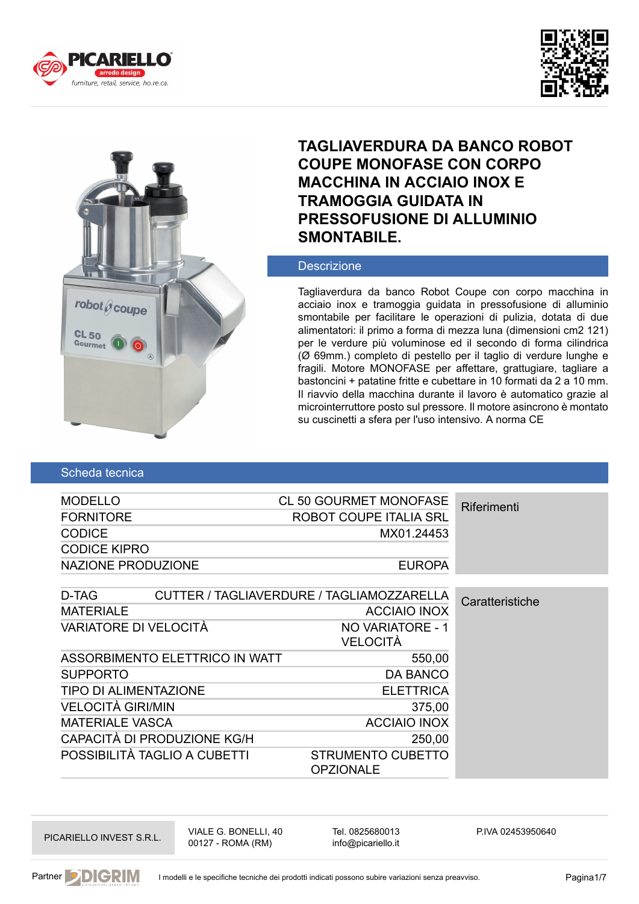# TAGLIAVERDURA DA BANCO ROBOT COUPE MONOFASE CON CORPO MACCHINA IN ACCIAIO INOX E TRAMOGGIA GUIDATA IN PRESSOFUSIONE DI ALLUMINIO SMONTABILE.

## Descrizione

Tagliaverdura da banco Robot Coupe con corpo macchina in acciaio inox e tramoggia guidata in pressofusione di alluminio smontabile per facilitare le operazioni di pulizia, dotata di due alimentatori: il primo a forma di mezza luna (dimensioni cm2 121) per le verdure più voluminose ed il secondo di forma cilindrica (Ø 69mm.) completo di pestello per il taglio di verdure lunghe e fragili. Motore MONOFASE per affettare, grattugiare, tagliare a bastoncini + patatine fritte e cubettare in 10 formati da 2 a 10 mm. Il riavvio della macchina durante il lavoro è automatico grazie al microinterruttore posto sul pressore. Il motore asincrono è montato su cuscinetti a sfera per l'uso intensivo. A norma CE

## Scheda tecnica

### Riferimenti

| | |
|---|---|
| MODELLO | CL 50 GOURMET MONOFASE |
| FORNITORE | ROBOT COUPE ITALIA SRL |
| CODICE | MX01.24453 |
| CODICE KIPRO | |
| NAZIONE PRODUZIONE | EUROPA |

### Caratteristiche

| | |
|---|---|
| D-TAG | CUTTER / TAGLIAVERDURE / TAGLIAMOZZARELLA |
| MATERIALE | ACCIAIO INOX |
| VARIATORE DI VELOCITÀ | NO VARIATORE - 1 VELOCITÀ |
| ASSORBIMENTO ELETTRICO IN WATT | 550,00 |
| SUPPORTO | DA BANCO |
| TIPO DI ALIMENTAZIONE | ELETTRICA |
| VELOCITÀ GIRI/MIN | 375,00 |
| MATERIALE VASCA | ACCIAIO INOX |
| CAPACITÀ DI PRODUZIONE KG/H | 250,00 |
| POSSIBILITÀ TAGLIO A CUBETTI | STRUMENTO CUBETTO OPZIONALE |

PICARIELLO INVEST S.R.L. | VIALE G. BONELLI, 40 00127 - ROMA (RM) | Tel. 0825680013 info@picariello.it | P.IVA 02453950640

Partner DIGRIM — I modelli e le specifiche tecniche dei prodotti indicati possono subire variazioni senza preavviso.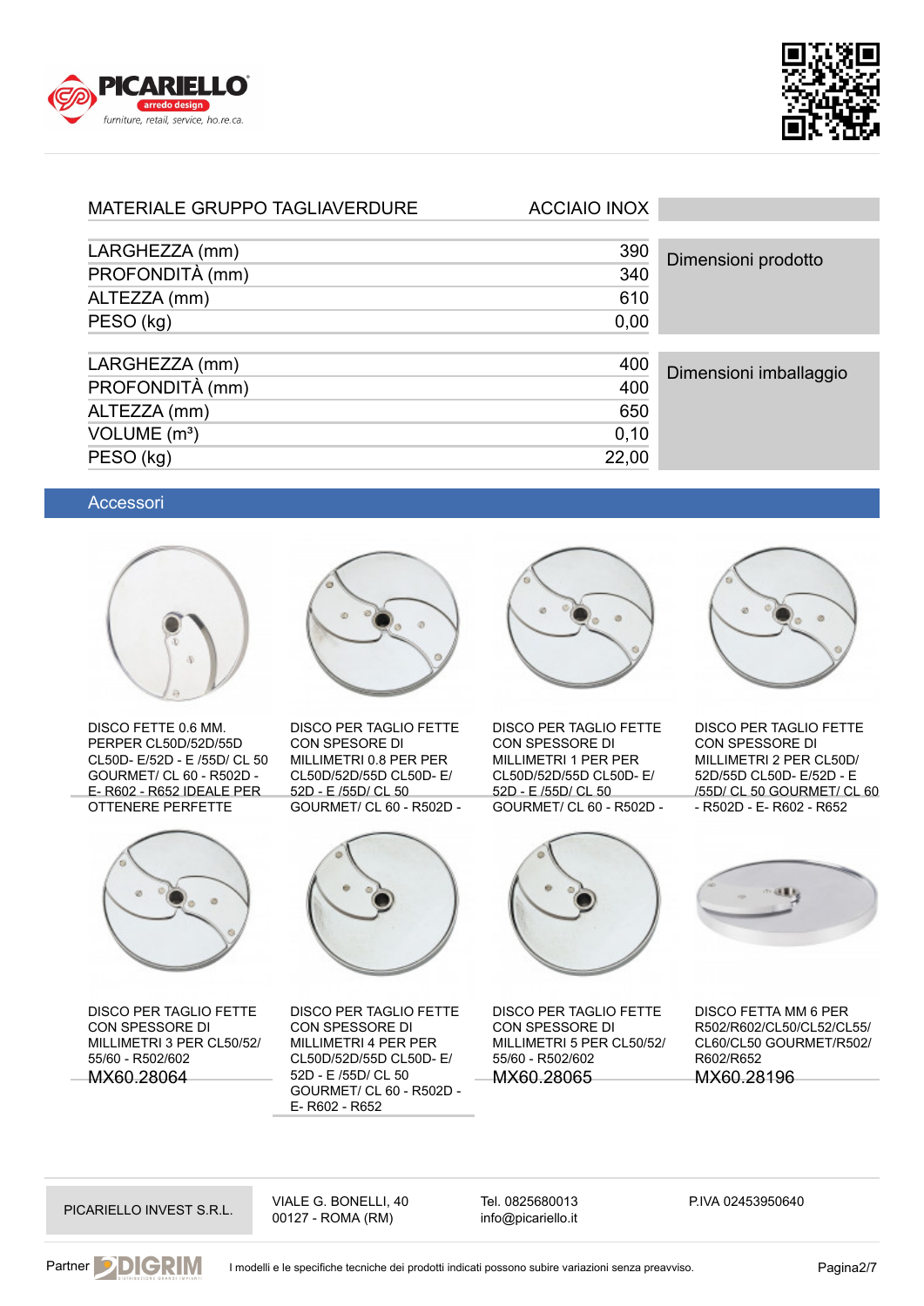| MATERIALE GRUPPO TAGLIAVERDURE | ACCIAIO INOX | |
|---|---|---|
| LARGHEZZA (mm) | 390 | Dimensioni prodotto |
| PROFONDITÀ (mm) | 340 | |
| ALTEZZA (mm) | 610 | |
| PESO (kg) | 0,00 | |
| LARGHEZZA (mm) | 400 | Dimensioni imballaggio |
| PROFONDITÀ (mm) | 400 | |
| ALTEZZA (mm) | 650 | |
| VOLUME (m³) | 0,10 | |
| PESO (kg) | 22,00 | |

## Accessori

DISCO FETTE 0.6 MM. PERPER CL50D/52D/55D CL50D- E/52D - E /55D/ CL 50 GOURMET/ CL 60 - R502D - E- R602 - R652 IDEALE PER OTTENERE PERFETTE

DISCO PER TAGLIO FETTE CON SPESORE DI MILLIMETRI 0.8 PER PER CL50D/52D/55D CL50D- E/ 52D - E /55D/ CL 50 GOURMET/ CL 60 - R502D -

DISCO PER TAGLIO FETTE CON SPESSORE DI MILLIMETRI 1 PER PER CL50D/52D/55D CL50D- E/ 52D - E /55D/ CL 50 GOURMET/ CL 60 - R502D -

DISCO PER TAGLIO FETTE CON SPESSORE DI MILLIMETRI 2 PER CL50D/ 52D/55D CL50D- E/52D - E /55D/ CL 50 GOURMET/ CL 60 - R502D - E- R602 - R652

DISCO PER TAGLIO FETTE CON SPESSORE DI MILLIMETRI 3 PER CL50/52/ 55/60 - R502/602
MX60.28064

DISCO PER TAGLIO FETTE CON SPESSORE DI MILLIMETRI 4 PER PER CL50D/52D/55D CL50D- E/ 52D - E /55D/ CL 50 GOURMET/ CL 60 - R502D - E- R602 - R652

DISCO PER TAGLIO FETTE CON SPESSORE DI MILLIMETRI 5 PER CL50/52/ 55/60 - R502/602
MX60.28065

DISCO FETTA MM 6 PER R502/R602/CL50/CL52/CL55/ CL60/CL50 GOURMET/R502/ R602/R652
MX60.28196

PICARIELLO INVEST S.R.L. | VIALE G. BONELLI, 40 00127 - ROMA (RM) | Tel. 0825680013 info@picariello.it | P.IVA 02453950640

Partner DIGRIM — I modelli e le specifiche tecniche dei prodotti indicati possono subire variazioni senza preavviso.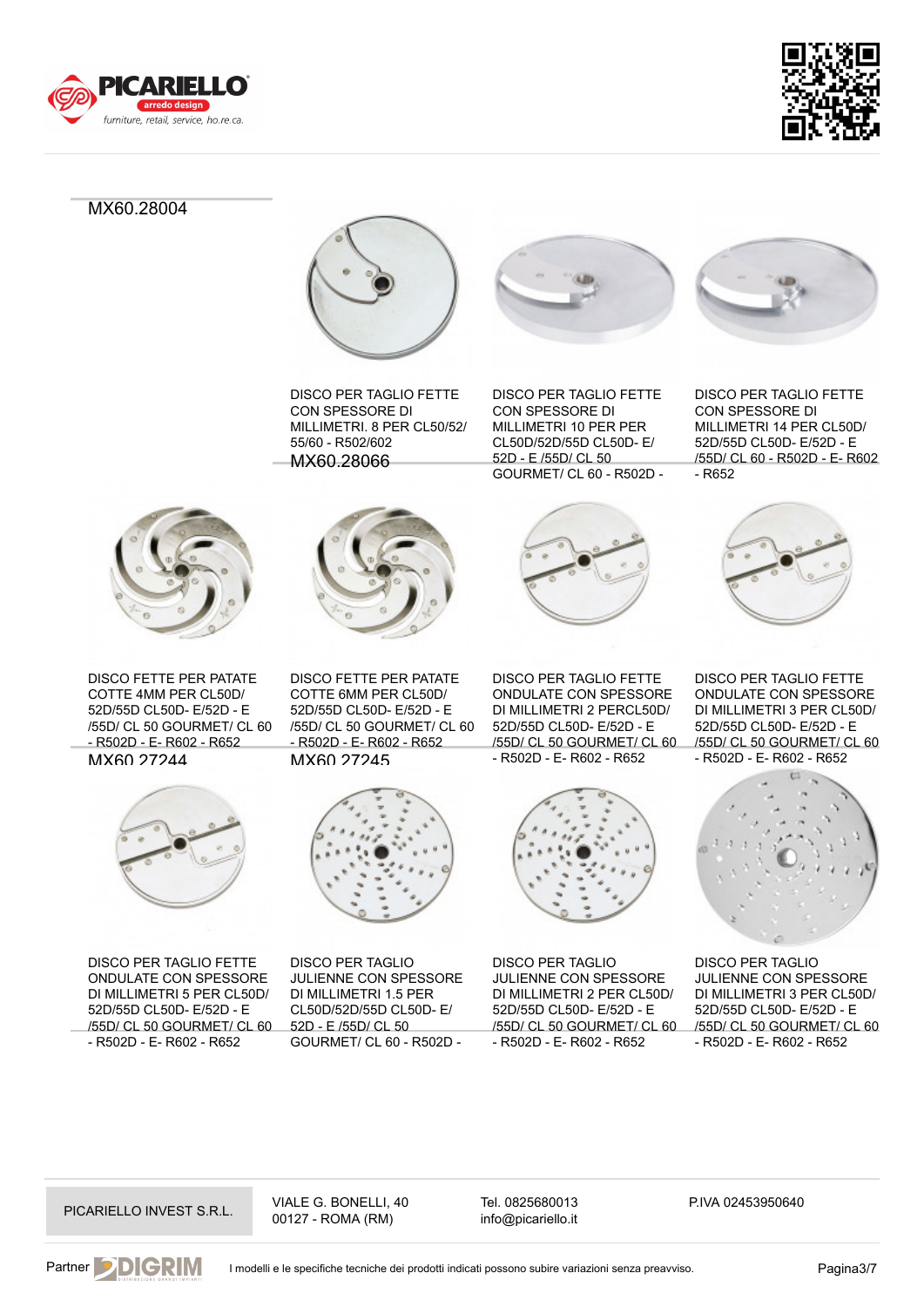MX60.28004

DISCO PER TAGLIO FETTE CON SPESSORE DI MILLIMETRI. 8 PER CL50/52/ 55/60 - R502/602

MX60.28066

DISCO PER TAGLIO FETTE CON SPESSORE DI MILLIMETRI 10 PER PER CL50D/52D/55D CL50D- E/ 52D - E /55D/ CL 50 GOURMET/ CL 60 - R502D -

DISCO PER TAGLIO FETTE CON SPESSORE DI MILLIMETRI 14 PER CL50D/ 52D/55D CL50D- E/52D - E /55D/ CL 60 - R502D - E- R602 - R652

DISCO FETTE PER PATATE COTTE 4MM PER CL50D/ 52D/55D CL50D- E/52D - E /55D/ CL 50 GOURMET/ CL 60 - R502D - E- R602 - R652

MX60.27244

DISCO FETTE PER PATATE COTTE 6MM PER CL50D/ 52D/55D CL50D- E/52D - E /55D/ CL 50 GOURMET/ CL 60 - R502D - E- R602 - R652

MX60.27245

DISCO PER TAGLIO FETTE ONDULATE CON SPESSORE DI MILLIMETRI 2 PERCL50D/ 52D/55D CL50D- E/52D - E /55D/ CL 50 GOURMET/ CL 60 - R502D - E- R602 - R652

DISCO PER TAGLIO FETTE ONDULATE CON SPESSORE DI MILLIMETRI 3 PER CL50D/ 52D/55D CL50D- E/52D - E /55D/ CL 50 GOURMET/ CL 60 - R502D - E- R602 - R652

DISCO PER TAGLIO FETTE ONDULATE CON SPESSORE DI MILLIMETRI 5 PER CL50D/ 52D/55D CL50D- E/52D - E /55D/ CL 50 GOURMET/ CL 60 - R502D - E- R602 - R652

DISCO PER TAGLIO JULIENNE CON SPESSORE DI MILLIMETRI 1.5 PER CL50D/52D/55D CL50D- E/ 52D - E /55D/ CL 50 GOURMET/ CL 60 - R502D -

DISCO PER TAGLIO JULIENNE CON SPESSORE DI MILLIMETRI 2 PER CL50D/ 52D/55D CL50D- E/52D - E /55D/ CL 50 GOURMET/ CL 60 - R502D - E- R602 - R652

DISCO PER TAGLIO JULIENNE CON SPESSORE DI MILLIMETRI 3 PER CL50D/ 52D/55D CL50D- E/52D - E /55D/ CL 50 GOURMET/ CL 60 - R502D - E- R602 - R652

PICARIELLO INVEST S.R.L. | VIALE G. BONELLI, 40 00127 - ROMA (RM) | Tel. 0825680013 info@picariello.it | P.IVA 02453950640

I modelli e le specifiche tecniche dei prodotti indicati possono subire variazioni senza preavviso.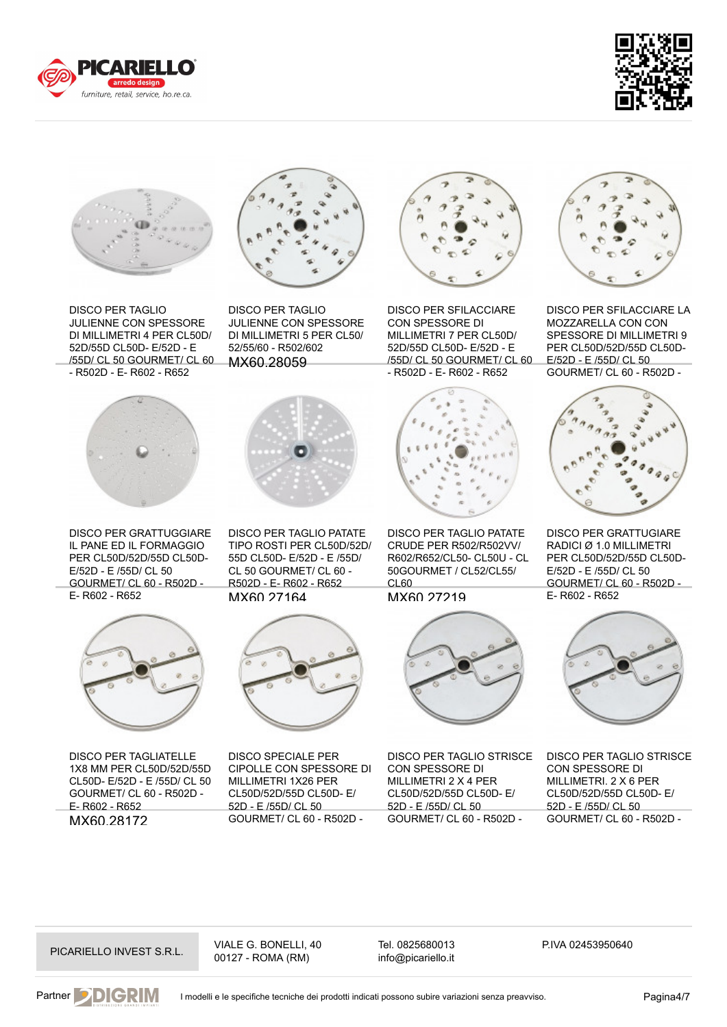DISCO PER TAGLIO JULIENNE CON SPESSORE DI MILLIMETRI 4 PER CL50D/ 52D/55D CL50D- E/52D - E /55D/ CL 50 GOURMET/ CL 60 - R502D - E- R602 - R652

DISCO PER TAGLIO JULIENNE CON SPESSORE DI MILLIMETRI 5 PER CL50/ 52/55/60 - R502/602

MX60.28059

DISCO PER SFILACCIARE CON SPESSORE DI MILLIMETRI 7 PER CL50D/ 52D/55D CL50D- E/52D - E /55D/ CL 50 GOURMET/ CL 60 - R502D - E- R602 - R652

DISCO PER SFILACCIARE LA MOZZARELLA CON CON SPESSORE DI MILLIMETRI 9 PER CL50D/52D/55D CL50D- E/52D - E /55D/ CL 50 GOURMET/ CL 60 - R502D -

DISCO PER GRATTUGGIARE IL PANE ED IL FORMAGGIO PER CL50D/52D/55D CL50D- E/52D - E /55D/ CL 50 GOURMET/ CL 60 - R502D - E- R602 - R652

DISCO PER TAGLIO PATATE TIPO ROSTI PER CL50D/52D/ 55D CL50D- E/52D - E /55D/ CL 50 GOURMET/ CL 60 - R502D - E- R602 - R652

MX60.27164

DISCO PER TAGLIO PATATE CRUDE PER R502/R502VV/ R602/R652/CL50- CL50U - CL 50GOURMET / CL52/CL55/ CL60

MX60.27219

DISCO PER GRATTUGIARE RADICI Ø 1.0 MILLIMETRI PER CL50D/52D/55D CL50D- E/52D - E /55D/ CL 50 GOURMET/ CL 60 - R502D - E- R602 - R652

DISCO PER TAGLIATELLE 1X8 MM PER CL50D/52D/55D CL50D- E/52D - E /55D/ CL 50 GOURMET/ CL 60 - R502D - E- R602 - R652

MX60.28172

DISCO SPECIALE PER CIPOLLE CON SPESSORE DI MILLIMETRI 1X26 PER CL50D/52D/55D CL50D- E/ 52D - E /55D/ CL 50 GOURMET/ CL 60 - R502D -

DISCO PER TAGLIO STRISCE CON SPESSORE DI MILLIMETRI 2 X 4 PER CL50D/52D/55D CL50D- E/ 52D - E /55D/ CL 50 GOURMET/ CL 60 - R502D -

DISCO PER TAGLIO STRISCE CON SPESSORE DI MILLIMETRI. 2 X 6 PER CL50D/52D/55D CL50D- E/ 52D - E /55D/ CL 50 GOURMET/ CL 60 - R502D -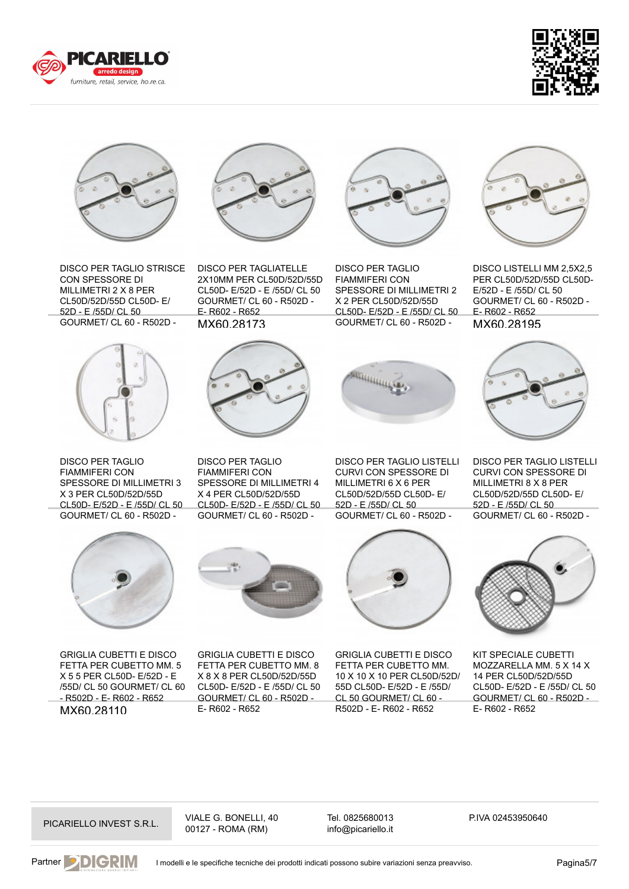DISCO PER TAGLIO STRISCE CON SPESSORE DI MILLIMETRI 2 X 8 PER CL50D/52D/55D CL50D- E/ 52D - E /55D/ CL 50 GOURMET/ CL 60 - R502D -

DISCO PER TAGLIATELLE 2X10MM PER CL50D/52D/55D CL50D- E/52D - E /55D/ CL 50 GOURMET/ CL 60 - R502D - E- R602 - R652

MX60.28173

DISCO PER TAGLIO FIAMMIFERI CON SPESSORE DI MILLIMETRI 2 X 2 PER CL50D/52D/55D CL50D- E/52D - E /55D/ CL 50 GOURMET/ CL 60 - R502D -

DISCO LISTELLI MM 2,5X2,5 PER CL50D/52D/55D CL50D- E/52D - E /55D/ CL 50 GOURMET/ CL 60 - R502D - E- R602 - R652

MX60.28195

DISCO PER TAGLIO FIAMMIFERI CON SPESSORE DI MILLIMETRI 3 X 3 PER CL50D/52D/55D CL50D- E/52D - E /55D/ CL 50 GOURMET/ CL 60 - R502D -

DISCO PER TAGLIO FIAMMIFERI CON SPESSORE DI MILLIMETRI 4 X 4 PER CL50D/52D/55D CL50D- E/52D - E /55D/ CL 50 GOURMET/ CL 60 - R502D -

DISCO PER TAGLIO LISTELLI CURVI CON SPESSORE DI CL50D/52D/55D CL50D- E/ 52D - E /55D/ CL 50 GOURMET/ CL 60 - R502D -

DISCO PER TAGLIO LISTELLI CURVI CON SPESSORE DI MILLIMETRI 8 X 8 PER CL50D/52D/55D CL50D- E/ 52D - E /55D/ CL 50 GOURMET/ CL 60 - R502D -

GRIGLIA CUBETTI E DISCO FETTA PER CUBETTO MM. 5 X 5 5 PER CL50D- E/52D - E /55D/ CL 50 GOURMET/ CL 60 - R502D - E- R602 - R652

MX60.28110

GRIGLIA CUBETTI E DISCO FETTA PER CUBETTO MM. 8 X 8 X 8 PER CL50D/52D/55D CL50D- E/52D - E /55D/ CL 50 GOURMET/ CL 60 - R502D - E- R602 - R652

GRIGLIA CUBETTI E DISCO FETTA PER CUBETTO MM. 10 X 10 X 10 PER CL50D/52D/ 55D CL50D- E/52D - E /55D/ CL 50 GOURMET/ CL 60 - R502D - E- R602 - R652

KIT SPECIALE CUBETTI MOZZARELLA MM. 5 X 14 X 14 PER CL50D/52D/55D CL50D- E/52D - E /55D/ CL 50 GOURMET/ CL 60 - R502D - E- R602 - R652

PICARIELLO INVEST S.R.L. | VIALE G. BONELLI, 40 00127 - ROMA (RM) | Tel. 0825680013 info@picariello.it | P.IVA 02453950640

I modelli e le specifiche tecniche dei prodotti indicati possono subire variazioni senza preavviso.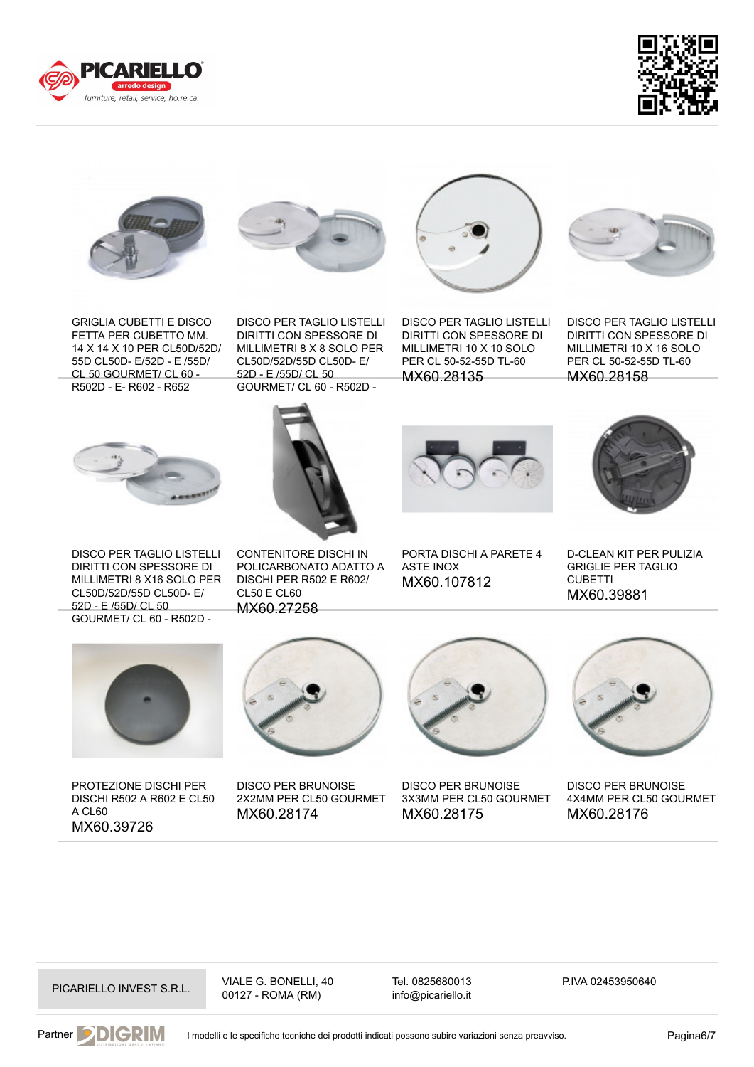GRIGLIA CUBETTI E DISCO FETTA PER CUBETTO MM. 14 X 14 X 10 PER CL50D/52D/55D CL50D- E/52D - E /55D/ CL 50 GOURMET/ CL 60 - R502D - E- R602 - R652

DISCO PER TAGLIO LISTELLI DIRITTI CON SPESSORE DI MILLIMETRI 8 X 8 SOLO PER CL50D/52D/55D CL50D- E/ 52D - E /55D/ CL 50 GOURMET/ CL 60 - R502D -

DISCO PER TAGLIO LISTELLI DIRITTI CON SPESSORE DI MILLIMETRI 10 X 10 SOLO PER CL 50-52-55D TL-60

MX60.28135

DISCO PER TAGLIO LISTELLI DIRITTI CON SPESSORE DI MILLIMETRI 10 X 16 SOLO PER CL 50-52-55D TL-60

MX60.28158

DISCO PER TAGLIO LISTELLI DIRITTI CON SPESSORE DI MILLIMETRI 8 X16 SOLO PER CL50D/52D/55D CL50D- E/ 52D - E /55D/ CL 50 GOURMET/ CL 60 - R502D -

CONTENITORE DISCHI IN POLICARBONATO ADATTO A DISCHI PER R502 E R602/ CL50 E CL60

MX60.27258

PORTA DISCHI A PARETE 4 ASTE INOX

MX60.107812

D-CLEAN KIT PER PULIZIA GRIGLIE PER TAGLIO CUBETTI

MX60.39881

PROTEZIONE DISCHI PER DISCHI R502 A R602 E CL50 A CL60

MX60.39726

DISCO PER BRUNOISE 2X2MM PER CL50 GOURMET

MX60.28174

DISCO PER BRUNOISE 3X3MM PER CL50 GOURMET

MX60.28175

DISCO PER BRUNOISE 4X4MM PER CL50 GOURMET

MX60.28176

PICARIELLO INVEST S.R.L.

VIALE G. BONELLI, 40
00127 - ROMA (RM)

Tel. 0825680013
info@picariello.it

P.IVA 02453950640

Partner DIGRIM

I modelli e le specifiche tecniche dei prodotti indicati possono subire variazioni senza preavviso.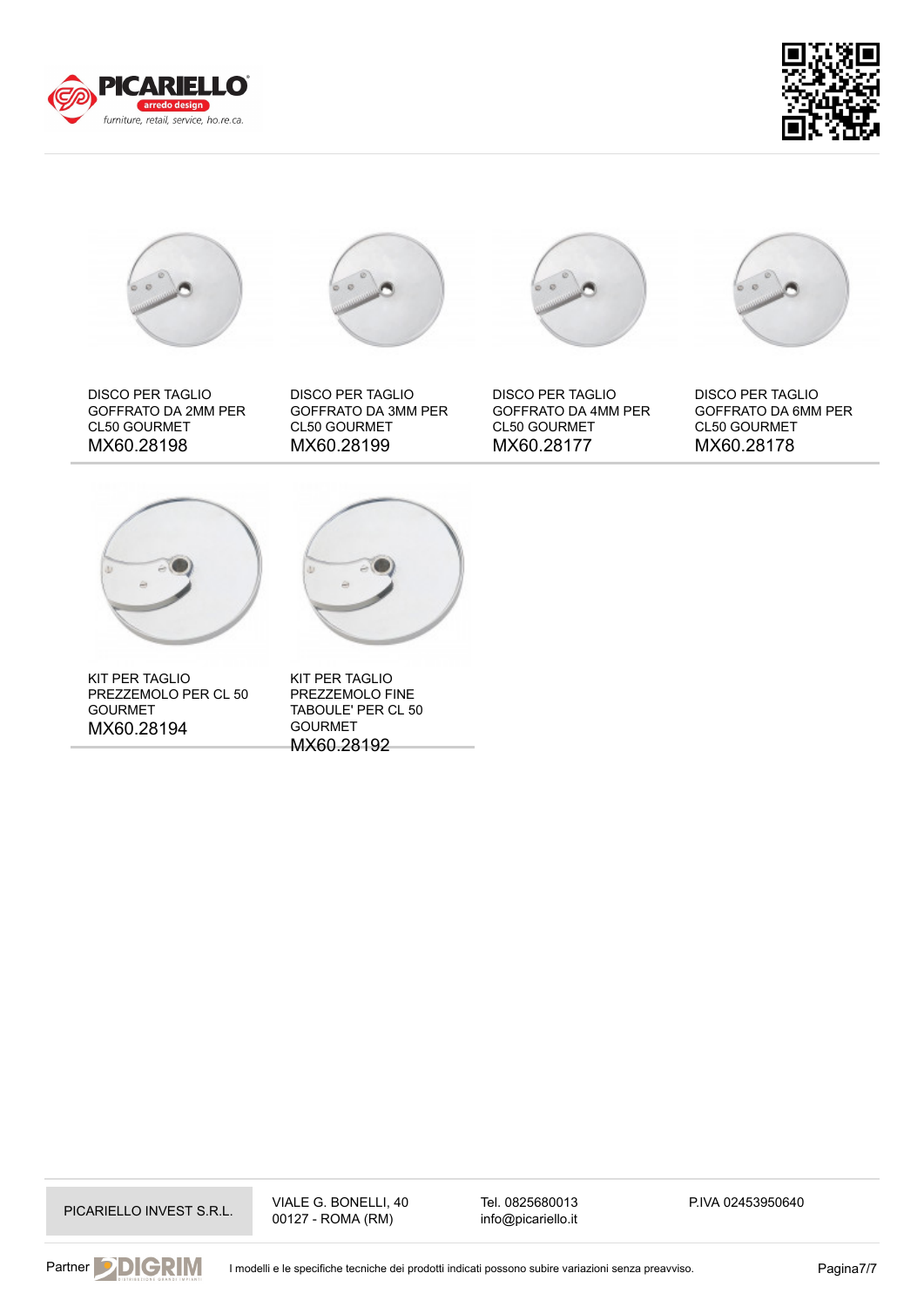DISCO PER TAGLIO GOFFRATO DA 2MM PER CL50 GOURMET
MX60.28198

DISCO PER TAGLIO GOFFRATO DA 3MM PER CL50 GOURMET
MX60.28199

DISCO PER TAGLIO GOFFRATO DA 4MM PER CL50 GOURMET
MX60.28177

DISCO PER TAGLIO GOFFRATO DA 6MM PER CL50 GOURMET
MX60.28178

KIT PER TAGLIO PREZZEMOLO PER CL 50 GOURMET
MX60.28194

KIT PER TAGLIO PREZZEMOLO FINE TABOULE' PER CL 50 GOURMET
MX60.28192

PICARIELLO INVEST S.R.L.

VIALE G. BONELLI, 40
00127 - ROMA (RM)

Tel. 0825680013
info@picariello.it

P.IVA 02453950640

Partner DIGRIM

I modelli e le specifiche tecniche dei prodotti indicati possono subire variazioni senza preavviso.